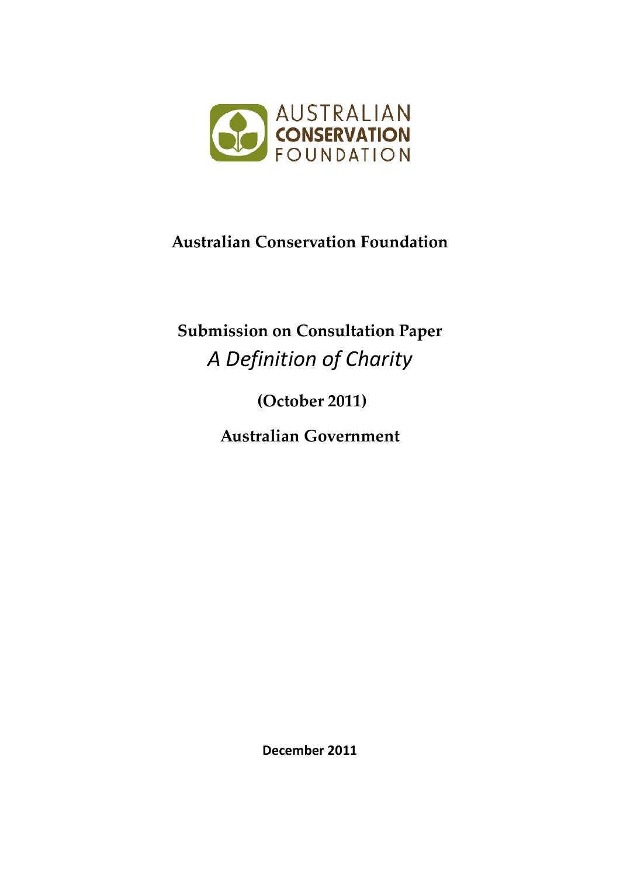# Australian Conservation Foundation

## Submission on Consultation Paper

## *A Definition of Charity*

**(October 2011)**

**Australian Government**

**December 2011**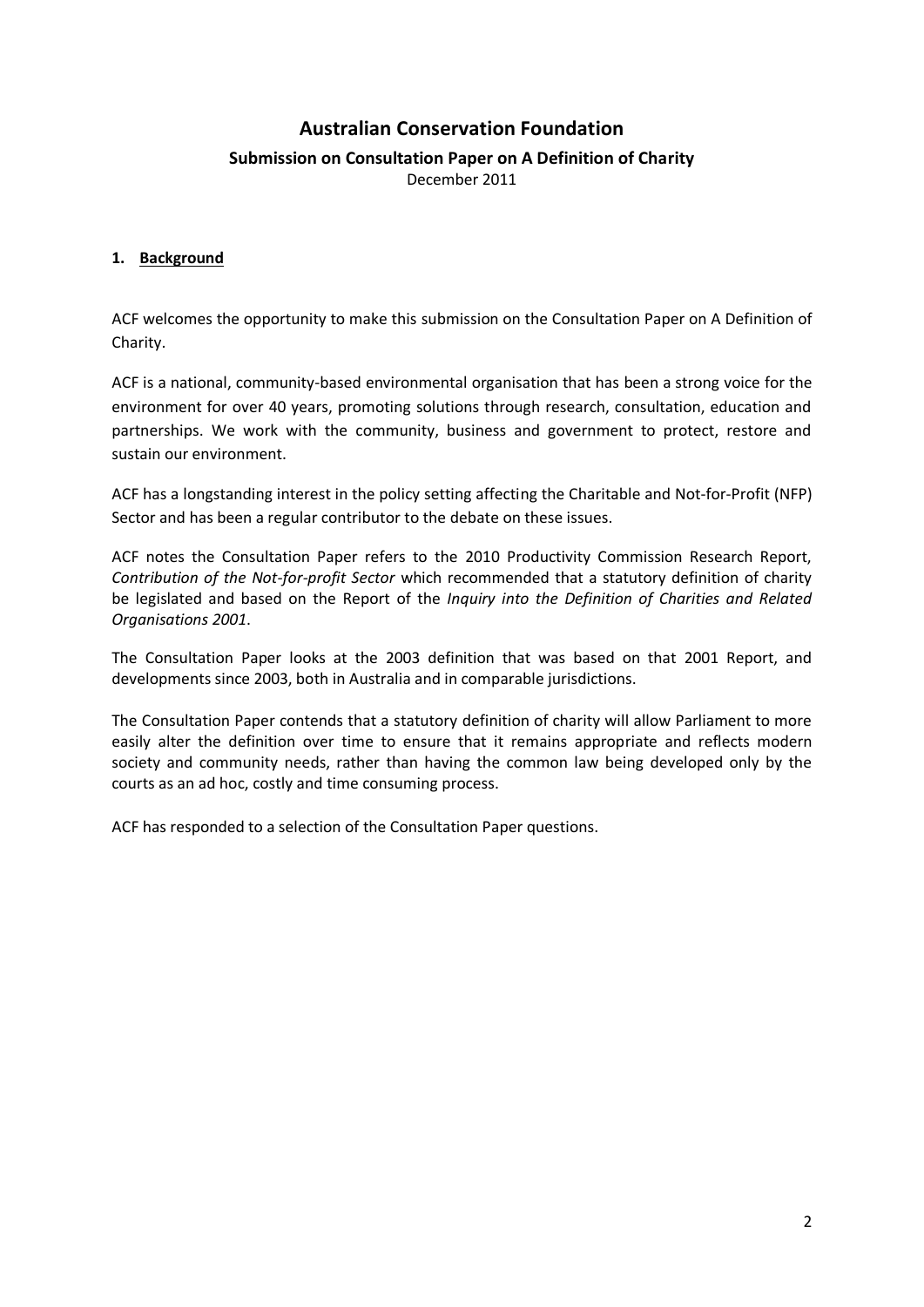# Australian Conservation Foundation

## Submission on Consultation Paper on A Definition of Charity

December 2011

### 1. Background

ACF welcomes the opportunity to make this submission on the Consultation Paper on A Definition of Charity.

ACF is a national, community-based environmental organisation that has been a strong voice for the environment for over 40 years, promoting solutions through research, consultation, education and partnerships. We work with the community, business and government to protect, restore and sustain our environment.

ACF has a longstanding interest in the policy setting affecting the Charitable and Not-for-Profit (NFP) Sector and has been a regular contributor to the debate on these issues.

ACF notes the Consultation Paper refers to the 2010 Productivity Commission Research Report, *Contribution of the Not-for-profit Sector* which recommended that a statutory definition of charity be legislated and based on the Report of the *Inquiry into the Definition of Charities and Related Organisations 2001*.

The Consultation Paper looks at the 2003 definition that was based on that 2001 Report, and developments since 2003, both in Australia and in comparable jurisdictions.

The Consultation Paper contends that a statutory definition of charity will allow Parliament to more easily alter the definition over time to ensure that it remains appropriate and reflects modern society and community needs, rather than having the common law being developed only by the courts as an ad hoc, costly and time consuming process.

ACF has responded to a selection of the Consultation Paper questions.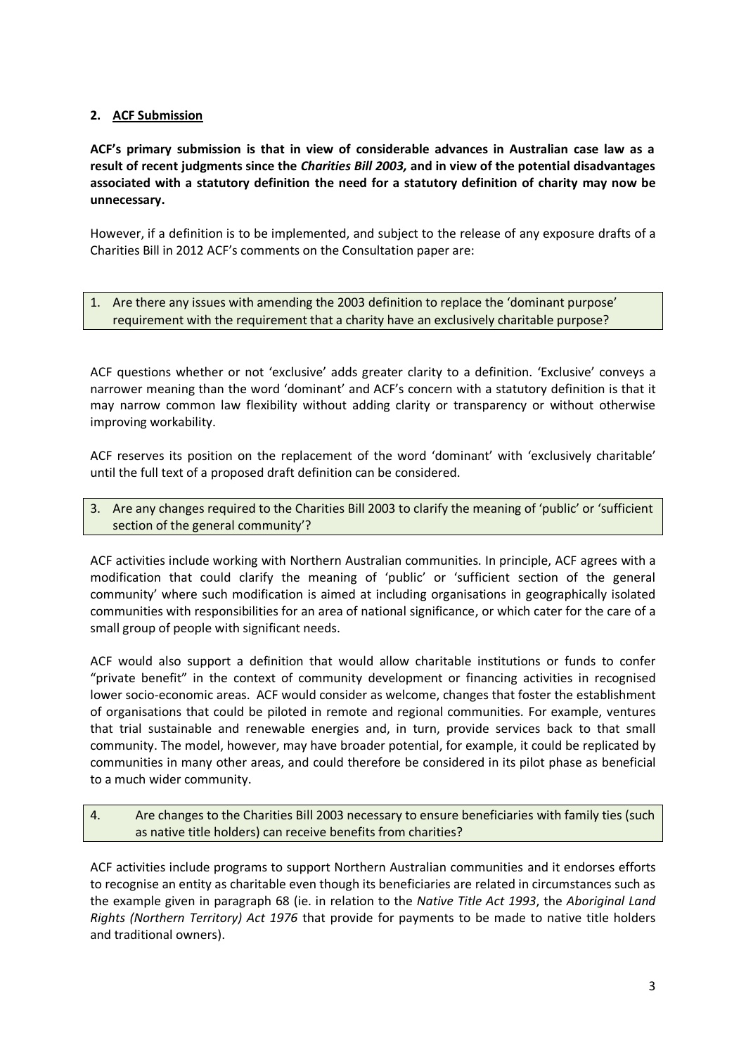## 2. ACF Submission

**ACF's primary submission is that in view of considerable advances in Australian case law as a result of recent judgments since the *Charities Bill 2003,* and in view of the potential disadvantages associated with a statutory definition the need for a statutory definition of charity may now be unnecessary.**

However, if a definition is to be implemented, and subject to the release of any exposure drafts of a Charities Bill in 2012 ACF's comments on the Consultation paper are:

1. Are there any issues with amending the 2003 definition to replace the 'dominant purpose' requirement with the requirement that a charity have an exclusively charitable purpose?

ACF questions whether or not 'exclusive' adds greater clarity to a definition. 'Exclusive' conveys a narrower meaning than the word 'dominant' and ACF's concern with a statutory definition is that it may narrow common law flexibility without adding clarity or transparency or without otherwise improving workability.

ACF reserves its position on the replacement of the word 'dominant' with 'exclusively charitable' until the full text of a proposed draft definition can be considered.

3. Are any changes required to the Charities Bill 2003 to clarify the meaning of 'public' or 'sufficient section of the general community'?

ACF activities include working with Northern Australian communities. In principle, ACF agrees with a modification that could clarify the meaning of 'public' or 'sufficient section of the general community' where such modification is aimed at including organisations in geographically isolated communities with responsibilities for an area of national significance, or which cater for the care of a small group of people with significant needs.

ACF would also support a definition that would allow charitable institutions or funds to confer "private benefit" in the context of community development or financing activities in recognised lower socio-economic areas. ACF would consider as welcome, changes that foster the establishment of organisations that could be piloted in remote and regional communities. For example, ventures that trial sustainable and renewable energies and, in turn, provide services back to that small community. The model, however, may have broader potential, for example, it could be replicated by communities in many other areas, and could therefore be considered in its pilot phase as beneficial to a much wider community.

4. Are changes to the Charities Bill 2003 necessary to ensure beneficiaries with family ties (such as native title holders) can receive benefits from charities?

ACF activities include programs to support Northern Australian communities and it endorses efforts to recognise an entity as charitable even though its beneficiaries are related in circumstances such as the example given in paragraph 68 (ie. in relation to the *Native Title Act 1993*, the *Aboriginal Land Rights (Northern Territory) Act 1976* that provide for payments to be made to native title holders and traditional owners).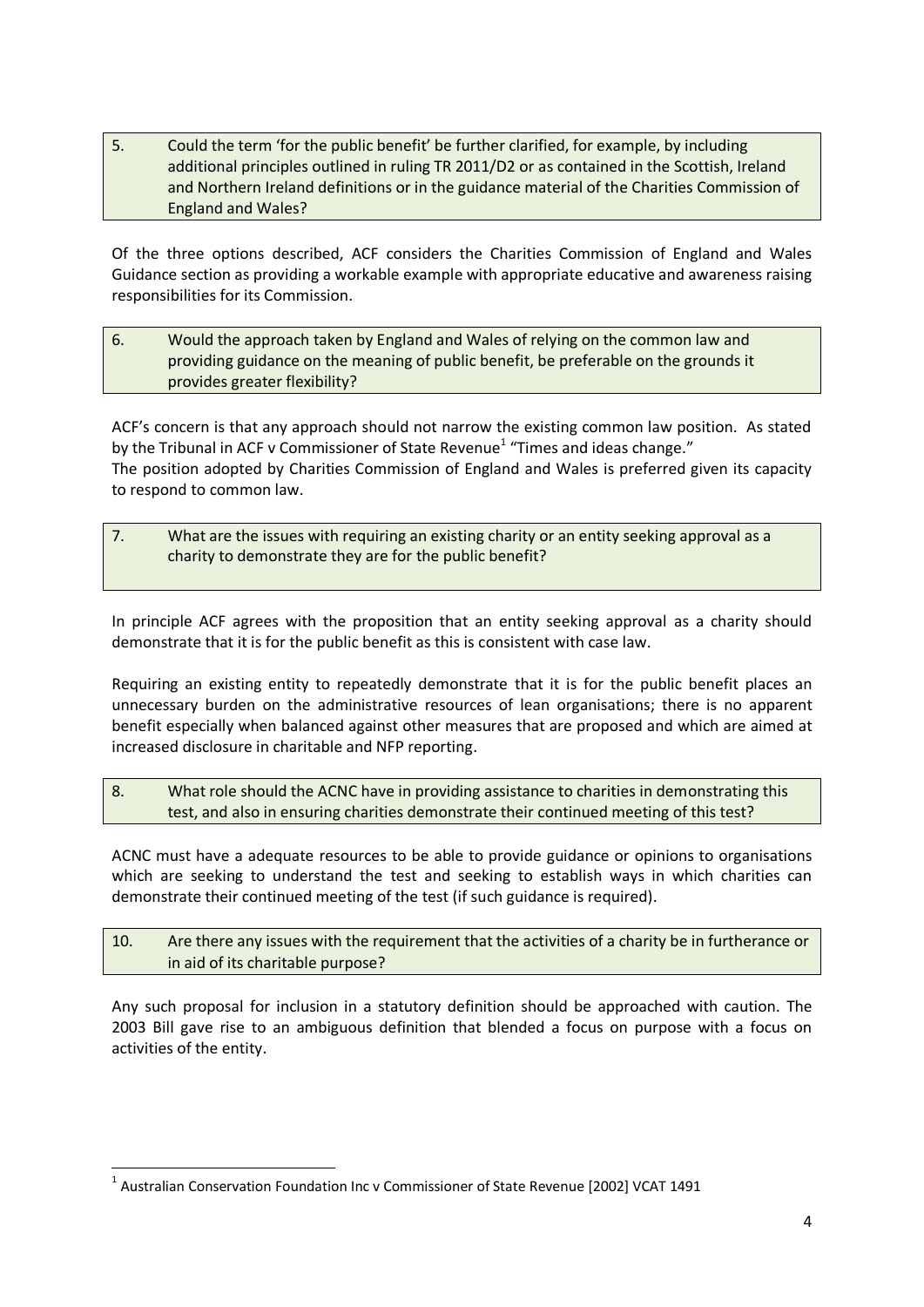**5. Could the term 'for the public benefit' be further clarified, for example, by including additional principles outlined in ruling TR 2011/D2 or as contained in the Scottish, Ireland and Northern Ireland definitions or in the guidance material of the Charities Commission of England and Wales?**

Of the three options described, ACF considers the Charities Commission of England and Wales Guidance section as providing a workable example with appropriate educative and awareness raising responsibilities for its Commission.

**6. Would the approach taken by England and Wales of relying on the common law and providing guidance on the meaning of public benefit, be preferable on the grounds it provides greater flexibility?**

ACF's concern is that any approach should not narrow the existing common law position. As stated by the Tribunal in ACF v Commissioner of State Revenue[1] "Times and ideas change."
The position adopted by Charities Commission of England and Wales is preferred given its capacity to respond to common law.

**7. What are the issues with requiring an existing charity or an entity seeking approval as a charity to demonstrate they are for the public benefit?**

In principle ACF agrees with the proposition that an entity seeking approval as a charity should demonstrate that it is for the public benefit as this is consistent with case law.

Requiring an existing entity to repeatedly demonstrate that it is for the public benefit places an unnecessary burden on the administrative resources of lean organisations; there is no apparent benefit especially when balanced against other measures that are proposed and which are aimed at increased disclosure in charitable and NFP reporting.

**8. What role should the ACNC have in providing assistance to charities in demonstrating this test, and also in ensuring charities demonstrate their continued meeting of this test?**

ACNC must have a adequate resources to be able to provide guidance or opinions to organisations which are seeking to understand the test and seeking to establish ways in which charities can demonstrate their continued meeting of the test (if such guidance is required).

**10. Are there any issues with the requirement that the activities of a charity be in furtherance or in aid of its charitable purpose?**

Any such proposal for inclusion in a statutory definition should be approached with caution. The 2003 Bill gave rise to an ambiguous definition that blended a focus on purpose with a focus on activities of the entity.

---

[1] Australian Conservation Foundation Inc v Commissioner of State Revenue [2002] VCAT 1491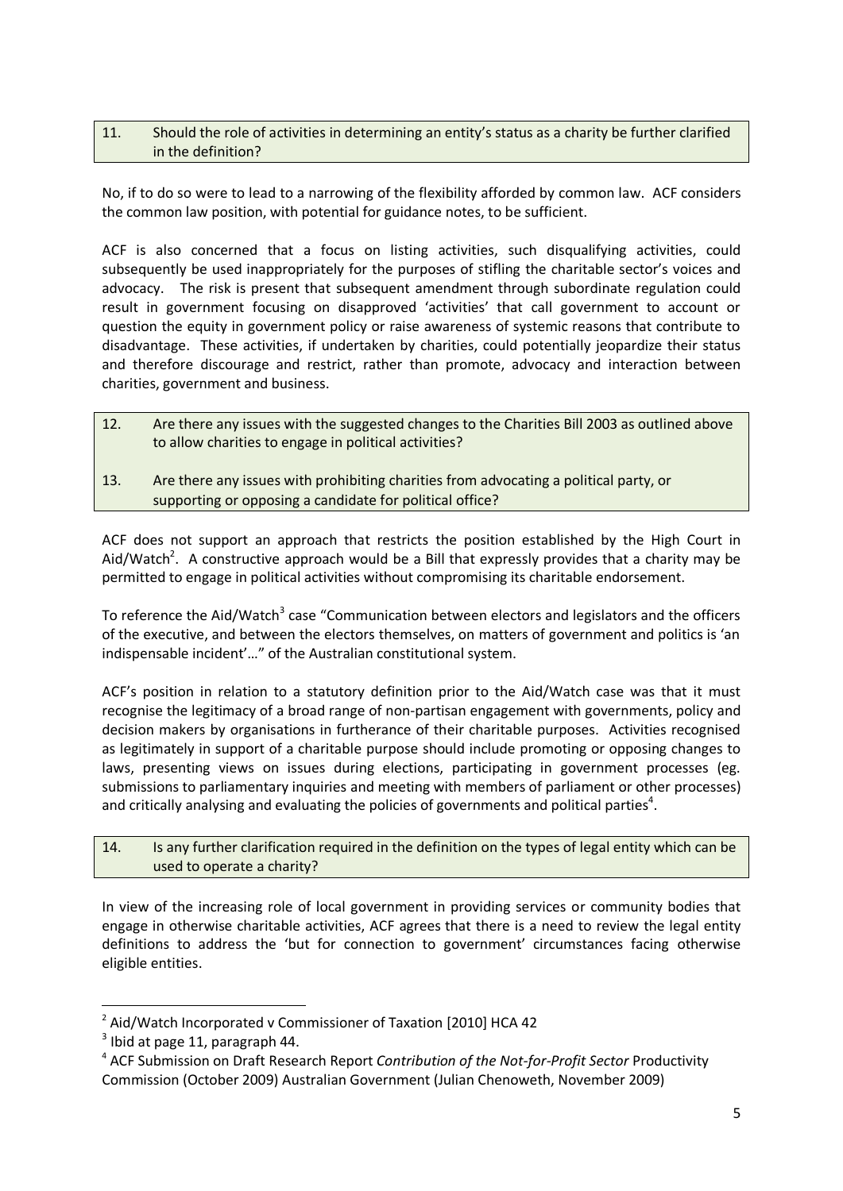**11. Should the role of activities in determining an entity's status as a charity be further clarified in the definition?**

No, if to do so were to lead to a narrowing of the flexibility afforded by common law. ACF considers the common law position, with potential for guidance notes, to be sufficient.

ACF is also concerned that a focus on listing activities, such disqualifying activities, could subsequently be used inappropriately for the purposes of stifling the charitable sector's voices and advocacy. The risk is present that subsequent amendment through subordinate regulation could result in government focusing on disapproved 'activities' that call government to account or question the equity in government policy or raise awareness of systemic reasons that contribute to disadvantage. These activities, if undertaken by charities, could potentially jeopardize their status and therefore discourage and restrict, rather than promote, advocacy and interaction between charities, government and business.

**12. Are there any issues with the suggested changes to the Charities Bill 2003 as outlined above to allow charities to engage in political activities?**

**13. Are there any issues with prohibiting charities from advocating a political party, or supporting or opposing a candidate for political office?**

ACF does not support an approach that restricts the position established by the High Court in Aid/Watch[2]. A constructive approach would be a Bill that expressly provides that a charity may be permitted to engage in political activities without compromising its charitable endorsement.

To reference the Aid/Watch[3] case "Communication between electors and legislators and the officers of the executive, and between the electors themselves, on matters of government and politics is 'an indispensable incident'…" of the Australian constitutional system.

ACF's position in relation to a statutory definition prior to the Aid/Watch case was that it must recognise the legitimacy of a broad range of non-partisan engagement with governments, policy and decision makers by organisations in furtherance of their charitable purposes. Activities recognised as legitimately in support of a charitable purpose should include promoting or opposing changes to laws, presenting views on issues during elections, participating in government processes (eg. submissions to parliamentary inquiries and meeting with members of parliament or other processes) and critically analysing and evaluating the policies of governments and political parties[4].

**14. Is any further clarification required in the definition on the types of legal entity which can be used to operate a charity?**

In view of the increasing role of local government in providing services or community bodies that engage in otherwise charitable activities, ACF agrees that there is a need to review the legal entity definitions to address the 'but for connection to government' circumstances facing otherwise eligible entities.

---

[2] Aid/Watch Incorporated v Commissioner of Taxation [2010] HCA 42

[3] Ibid at page 11, paragraph 44.

[4] ACF Submission on Draft Research Report *Contribution of the Not-for-Profit Sector* Productivity Commission (October 2009) Australian Government (Julian Chenoweth, November 2009)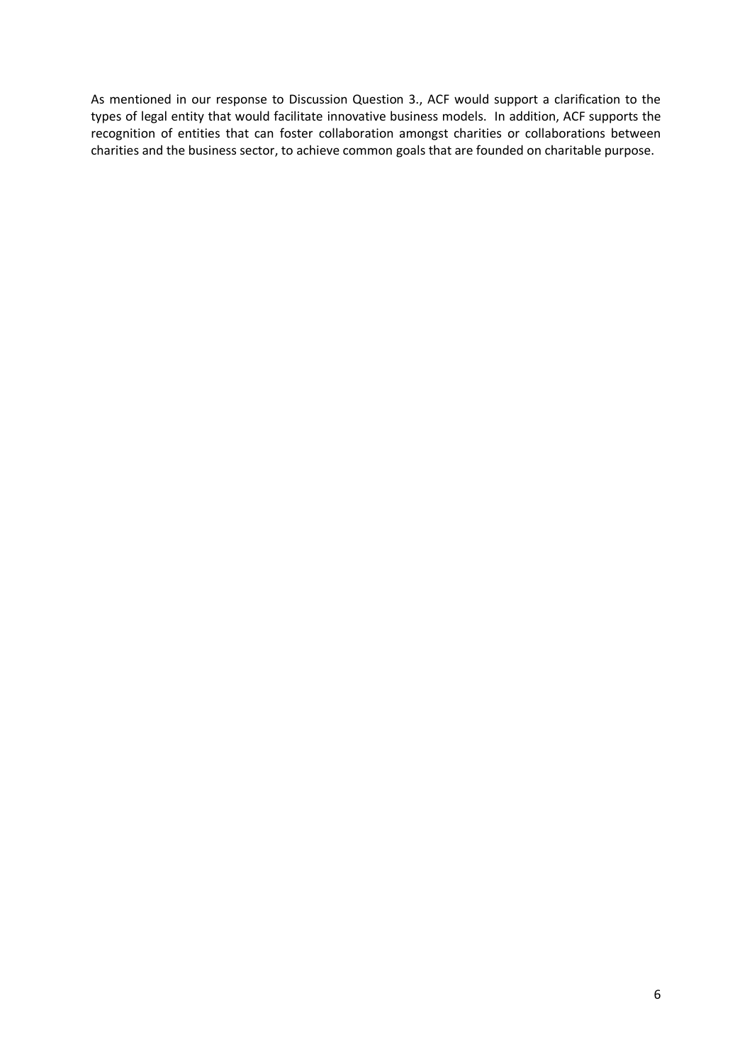As mentioned in our response to Discussion Question 3., ACF would support a clarification to the types of legal entity that would facilitate innovative business models. In addition, ACF supports the recognition of entities that can foster collaboration amongst charities or collaborations between charities and the business sector, to achieve common goals that are founded on charitable purpose.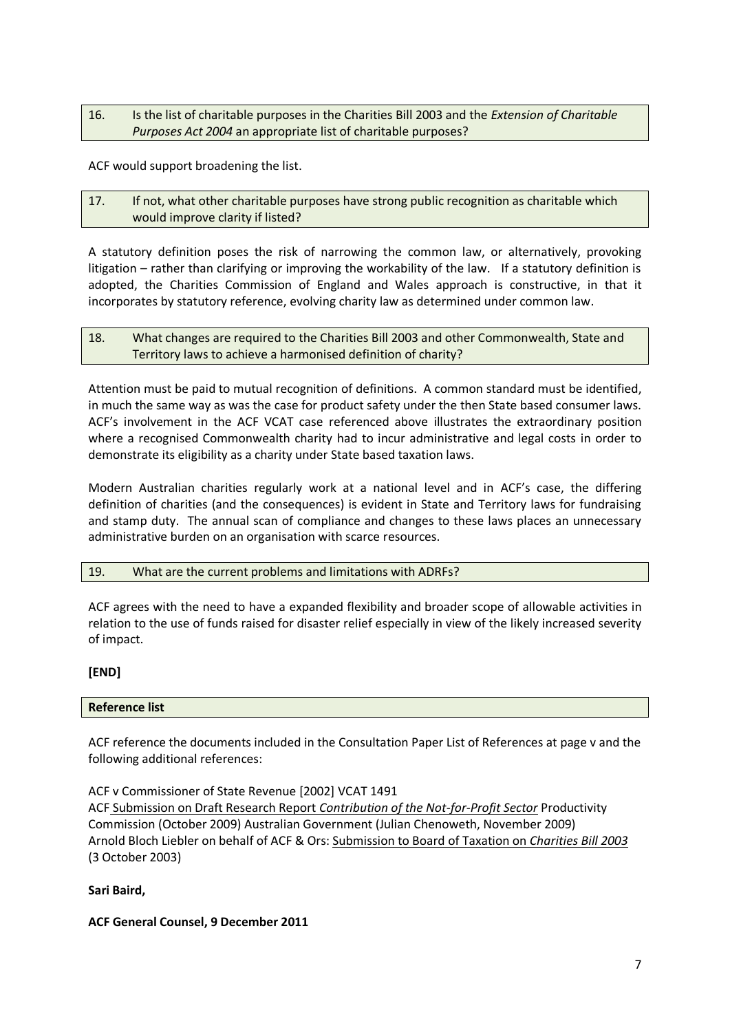16. Is the list of charitable purposes in the Charities Bill 2003 and the *Extension of Charitable Purposes Act 2004* an appropriate list of charitable purposes?

ACF would support broadening the list.

17. If not, what other charitable purposes have strong public recognition as charitable which would improve clarity if listed?

A statutory definition poses the risk of narrowing the common law, or alternatively, provoking litigation – rather than clarifying or improving the workability of the law. If a statutory definition is adopted, the Charities Commission of England and Wales approach is constructive, in that it incorporates by statutory reference, evolving charity law as determined under common law.

18. What changes are required to the Charities Bill 2003 and other Commonwealth, State and Territory laws to achieve a harmonised definition of charity?

Attention must be paid to mutual recognition of definitions. A common standard must be identified, in much the same way as was the case for product safety under the then State based consumer laws. ACF's involvement in the ACF VCAT case referenced above illustrates the extraordinary position where a recognised Commonwealth charity had to incur administrative and legal costs in order to demonstrate its eligibility as a charity under State based taxation laws.

Modern Australian charities regularly work at a national level and in ACF's case, the differing definition of charities (and the consequences) is evident in State and Territory laws for fundraising and stamp duty. The annual scan of compliance and changes to these laws places an unnecessary administrative burden on an organisation with scarce resources.

19. What are the current problems and limitations with ADRFs?

ACF agrees with the need to have a expanded flexibility and broader scope of allowable activities in relation to the use of funds raised for disaster relief especially in view of the likely increased severity of impact.

**[END]**

**Reference list**

ACF reference the documents included in the Consultation Paper List of References at page v and the following additional references:

ACF v Commissioner of State Revenue [2002] VCAT 1491
ACF Submission on Draft Research Report *Contribution of the Not-for-Profit Sector* Productivity Commission (October 2009) Australian Government (Julian Chenoweth, November 2009)
Arnold Bloch Liebler on behalf of ACF & Ors: Submission to Board of Taxation on *Charities Bill 2003* (3 October 2003)

**Sari Baird,**

**ACF General Counsel, 9 December 2011**